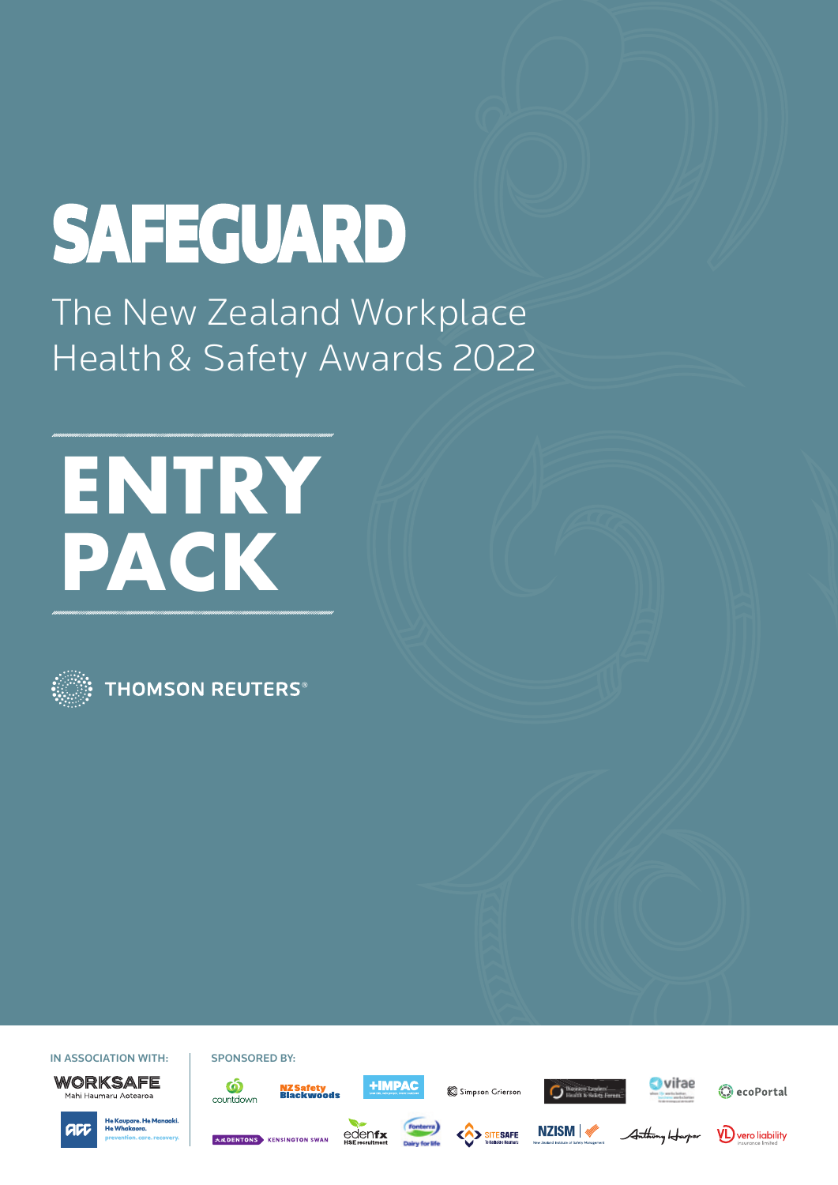# SAFEGUARD

The New Zealand Workplace Health & Safety Awards 2022

# ENTRY PACK

THOMSON REUTERS®

IN ASSOCIATION WITH:

WORKSAFE
Mahi Haumaru Aotearoa

ACC
He Kaupare. He Manaaki. He Whakaora.
prevention. care. recovery.

SPONSORED BY:

countdown

NZ Safety Blackwoods

IMPAC

Simpson Grierson

Business Leaders' Health & Safety Forum

vitae

ecoPortal

DENTONS KENSINGTON SWAN

edenfx HSE recruitment

Fonterra Dairy for life

SITESAFE

NZISM New Zealand Institute of Safety Management

Anthony Harper

vero liability insurance limited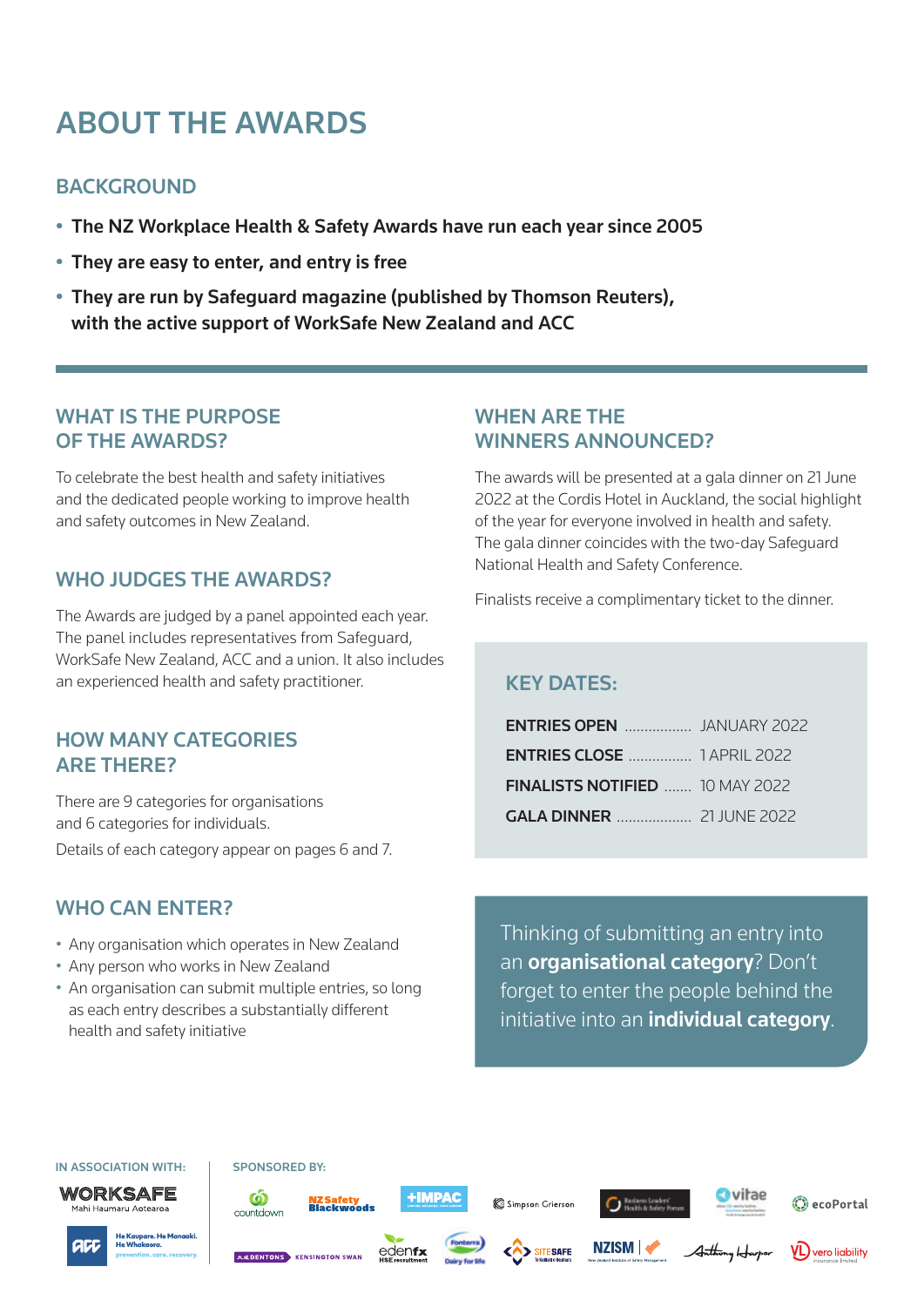# ABOUT THE AWARDS

## BACKGROUND

- **The NZ Workplace Health & Safety Awards have run each year since 2005**
- **They are easy to enter, and entry is free**
- **They are run by Safeguard magazine (published by Thomson Reuters), with the active support of WorkSafe New Zealand and ACC**

## WHAT IS THE PURPOSE OF THE AWARDS?

To celebrate the best health and safety initiatives and the dedicated people working to improve health and safety outcomes in New Zealand.

## WHO JUDGES THE AWARDS?

The Awards are judged by a panel appointed each year. The panel includes representatives from Safeguard, WorkSafe New Zealand, ACC and a union. It also includes an experienced health and safety practitioner.

## HOW MANY CATEGORIES ARE THERE?

There are 9 categories for organisations and 6 categories for individuals.

Details of each category appear on pages 6 and 7.

## WHO CAN ENTER?

- Any organisation which operates in New Zealand
- Any person who works in New Zealand
- An organisation can submit multiple entries, so long as each entry describes a substantially different health and safety initiative

## WHEN ARE THE WINNERS ANNOUNCED?

The awards will be presented at a gala dinner on 21 June 2022 at the Cordis Hotel in Auckland, the social highlight of the year for everyone involved in health and safety. The gala dinner coincides with the two-day Safeguard National Health and Safety Conference.

Finalists receive a complimentary ticket to the dinner.

### KEY DATES:

| | |
|---|---|
| **ENTRIES OPEN** | JANUARY 2022 |
| **ENTRIES CLOSE** | 1 APRIL 2022 |
| **FINALISTS NOTIFIED** | 10 MAY 2022 |
| **GALA DINNER** | 21 JUNE 2022 |

Thinking of submitting an entry into an **organisational category**? Don't forget to enter the people behind the initiative into an **individual category**.

IN ASSOCIATION WITH: WorkSafe Mahi Haumaru Aotearoa; ACC He Kaupare. He Manaaki. He Whakaora. prevention. care. recovery.

SPONSORED BY: countdown, NZ Safety Blackwoods, IMPAC, Simpson Grierson, Business Leaders' Health & Safety Forum, vitae, ecoPortal, Dentons Kensington Swan, edenfx HSE recruitment, Fonterra Dairy for life, SiteSafe, NZISM, Anthony Harper, vero liability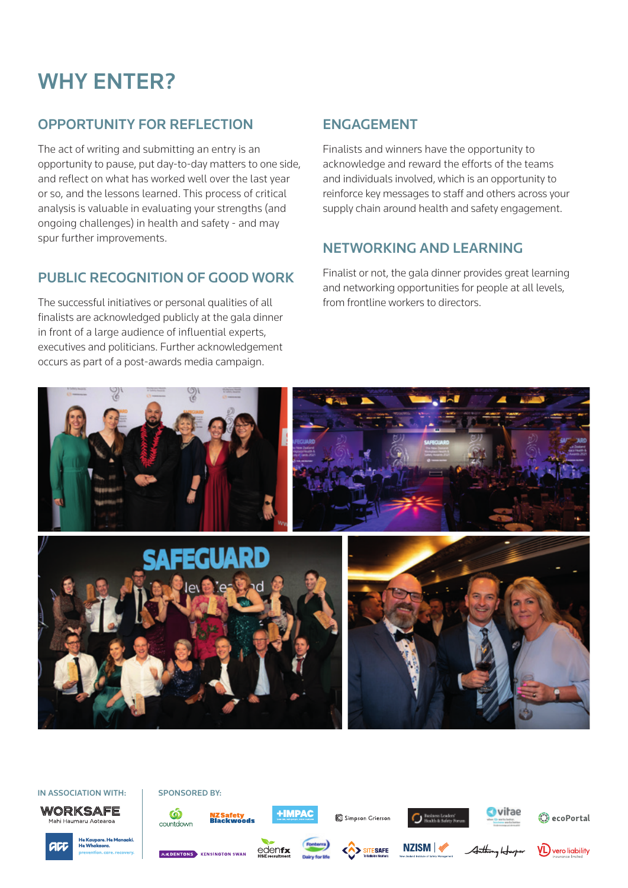# WHY ENTER?

## OPPORTUNITY FOR REFLECTION

The act of writing and submitting an entry is an opportunity to pause, put day-to-day matters to one side, and reflect on what has worked well over the last year or so, and the lessons learned. This process of critical analysis is valuable in evaluating your strengths (and ongoing challenges) in health and safety - and may spur further improvements.

## PUBLIC RECOGNITION OF GOOD WORK

The successful initiatives or personal qualities of all finalists are acknowledged publicly at the gala dinner in front of a large audience of influential experts, executives and politicians. Further acknowledgement occurs as part of a post-awards media campaign.

## ENGAGEMENT

Finalists and winners have the opportunity to acknowledge and reward the efforts of the teams and individuals involved, which is an opportunity to reinforce key messages to staff and others across your supply chain around health and safety engagement.

## NETWORKING AND LEARNING

Finalist or not, the gala dinner provides great learning and networking opportunities for people at all levels, from frontline workers to directors.

IN ASSOCIATION WITH:

WORKSAFE Mahi Haumaru Aotearoa

ACC He Kaupare. He Manaaki. He Whakaora. prevention. care. recovery.

SPONSORED BY:

countdown, NZ Safety Blackwoods, IMPAC, Simpson Grierson, Business Leaders' Health & Safety Forum, vitae, ecoPortal, Dentons Kensington Swan, edenfx HSE recruitment, Fonterra Dairy for life, Site Safe, NZISM, Anthony Harper, vero liability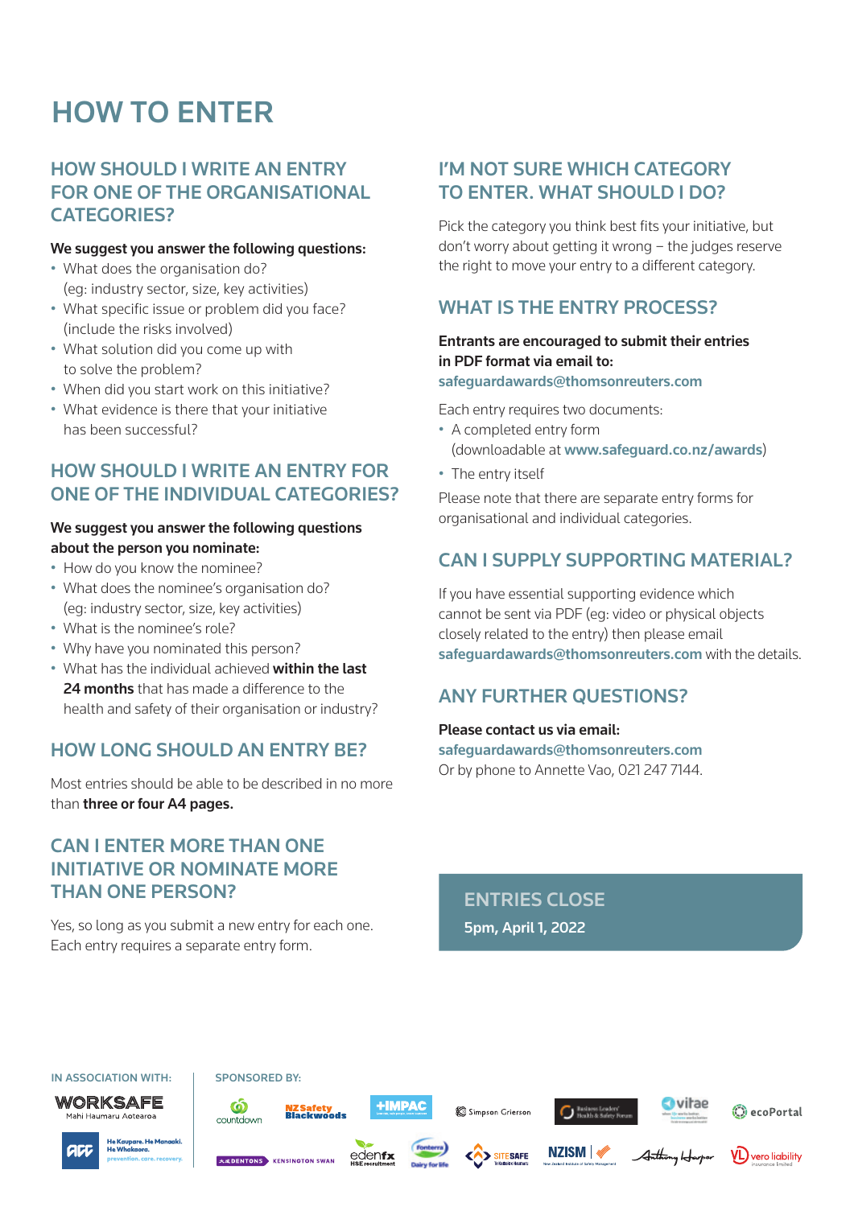# HOW TO ENTER

## HOW SHOULD I WRITE AN ENTRY FOR ONE OF THE ORGANISATIONAL CATEGORIES?

**We suggest you answer the following questions:**

- What does the organisation do? (eg: industry sector, size, key activities)
- What specific issue or problem did you face? (include the risks involved)
- What solution did you come up with to solve the problem?
- When did you start work on this initiative?
- What evidence is there that your initiative has been successful?

## HOW SHOULD I WRITE AN ENTRY FOR ONE OF THE INDIVIDUAL CATEGORIES?

**We suggest you answer the following questions about the person you nominate:**

- How do you know the nominee?
- What does the nominee's organisation do? (eg: industry sector, size, key activities)
- What is the nominee's role?
- Why have you nominated this person?
- What has the individual achieved **within the last 24 months** that has made a difference to the health and safety of their organisation or industry?

## HOW LONG SHOULD AN ENTRY BE?

Most entries should be able to be described in no more than **three or four A4 pages.**

## CAN I ENTER MORE THAN ONE INITIATIVE OR NOMINATE MORE THAN ONE PERSON?

Yes, so long as you submit a new entry for each one. Each entry requires a separate entry form.

## I'M NOT SURE WHICH CATEGORY TO ENTER. WHAT SHOULD I DO?

Pick the category you think best fits your initiative, but don't worry about getting it wrong – the judges reserve the right to move your entry to a different category.

## WHAT IS THE ENTRY PROCESS?

**Entrants are encouraged to submit their entries in PDF format via email to:**
**safeguardawards@thomsonreuters.com**

Each entry requires two documents:

- A completed entry form (downloadable at **www.safeguard.co.nz/awards**)
- The entry itself

Please note that there are separate entry forms for organisational and individual categories.

## CAN I SUPPLY SUPPORTING MATERIAL?

If you have essential supporting evidence which cannot be sent via PDF (eg: video or physical objects closely related to the entry) then please email **safeguardawards@thomsonreuters.com** with the details.

## ANY FURTHER QUESTIONS?

**Please contact us via email:**
**safeguardawards@thomsonreuters.com**
Or by phone to Annette Vao, 021 247 7144.

## ENTRIES CLOSE

**5pm, April 1, 2022**

IN ASSOCIATION WITH: WorkSafe Mahi Haumaru Aotearoa; ACC He Kaupare. He Manaaki. He Whakaora. prevention. care. recovery.

SPONSORED BY: countdown; NZ Safety Blackwoods; IMPAC; Simpson Grierson; Business Leaders' Health & Safety Forum; vitae; ecoPortal; Dentons Kensington Swan; edenfx HSE recruitment; Fonterra Dairy for life; SiteSafe; NZISM; Anthony Harper; vero liability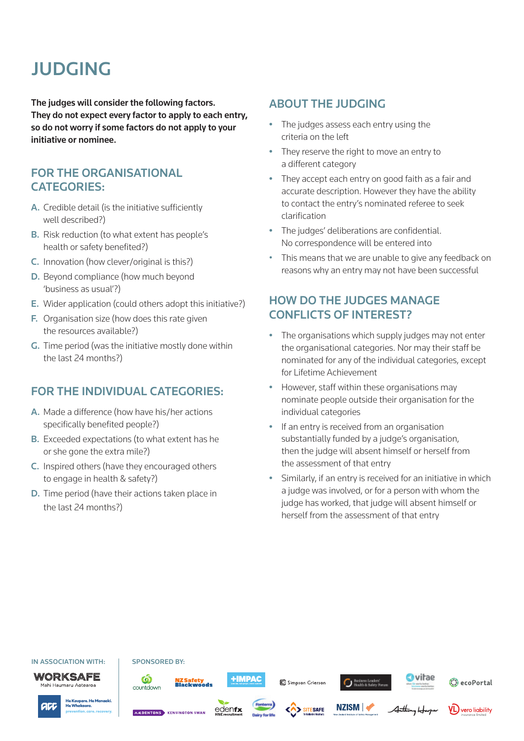# JUDGING

**The judges will consider the following factors. They do not expect every factor to apply to each entry, so do not worry if some factors do not apply to your initiative or nominee.**

## FOR THE ORGANISATIONAL CATEGORIES:

A. Credible detail (is the initiative sufficiently well described?)
B. Risk reduction (to what extent has people's health or safety benefited?)
C. Innovation (how clever/original is this?)
D. Beyond compliance (how much beyond 'business as usual'?)
E. Wider application (could others adopt this initiative?)
F. Organisation size (how does this rate given the resources available?)
G. Time period (was the initiative mostly done within the last 24 months?)

## FOR THE INDIVIDUAL CATEGORIES:

A. Made a difference (how have his/her actions specifically benefited people?)
B. Exceeded expectations (to what extent has he or she gone the extra mile?)
C. Inspired others (have they encouraged others to engage in health & safety?)
D. Time period (have their actions taken place in the last 24 months?)

## ABOUT THE JUDGING

- The judges assess each entry using the criteria on the left
- They reserve the right to move an entry to a different category
- They accept each entry on good faith as a fair and accurate description. However they have the ability to contact the entry's nominated referee to seek clarification
- The judges' deliberations are confidential. No correspondence will be entered into
- This means that we are unable to give any feedback on reasons why an entry may not have been successful

## HOW DO THE JUDGES MANAGE CONFLICTS OF INTEREST?

- The organisations which supply judges may not enter the organisational categories. Nor may their staff be nominated for any of the individual categories, except for Lifetime Achievement
- However, staff within these organisations may nominate people outside their organisation for the individual categories
- If an entry is received from an organisation substantially funded by a judge's organisation, then the judge will absent himself or herself from the assessment of that entry
- Similarly, if an entry is received for an initiative in which a judge was involved, or for a person with whom the judge has worked, that judge will absent himself or herself from the assessment of that entry

IN ASSOCIATION WITH: WorkSafe Mahi Haumaru Aotearoa, ACC

SPONSORED BY: Countdown, NZ Safety Blackwoods, IMPAC, Simpson Grierson, Business Leaders' Health & Safety Forum, Vitae, ecoPortal, Dentons Kensington Swan, edenfx HSE recruitment, Fonterra, Site Safe, NZISM, Anthony Harper, Vero Liability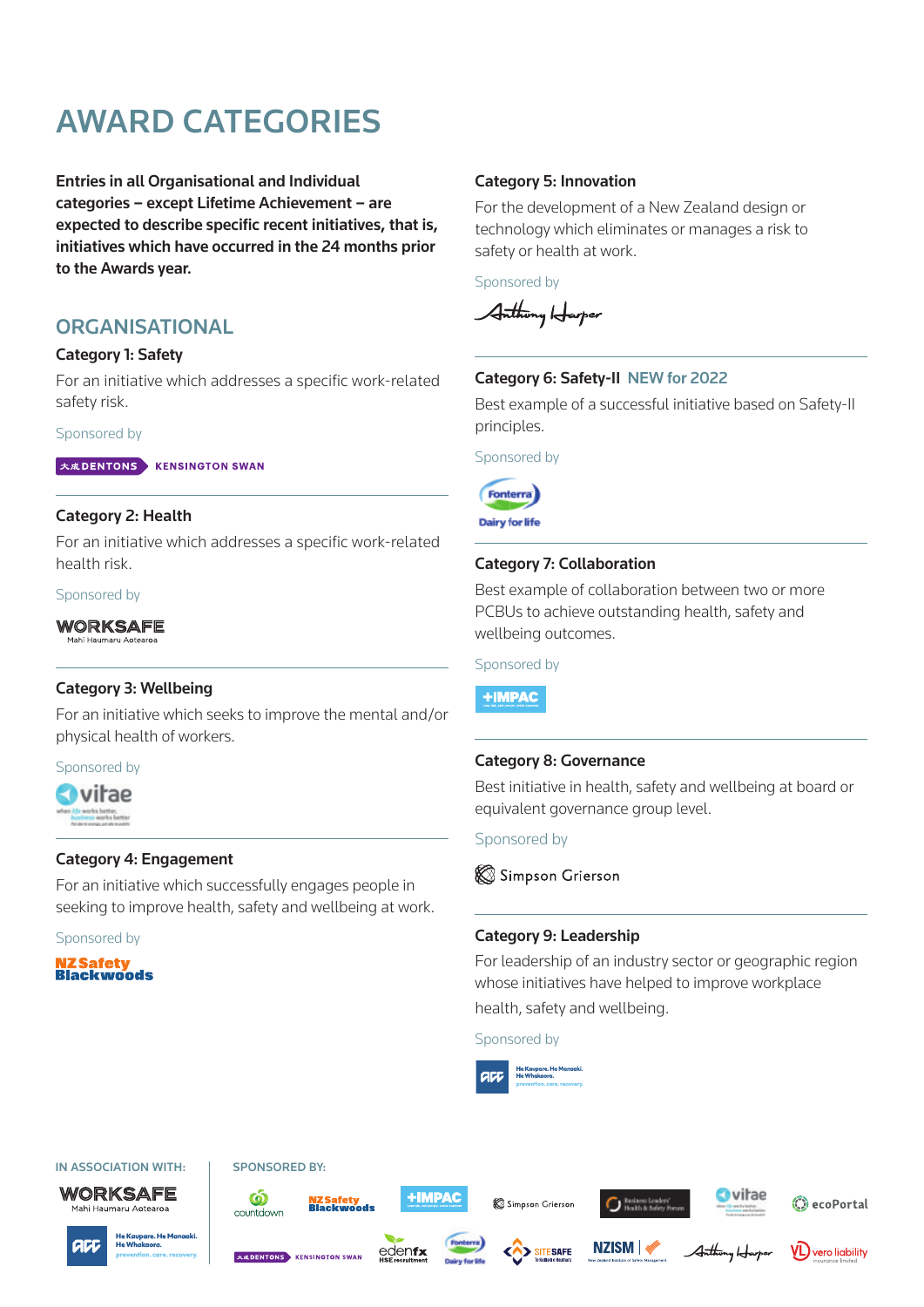# AWARD CATEGORIES

**Entries in all Organisational and Individual categories – except Lifetime Achievement – are expected to describe specific recent initiatives, that is, initiatives which have occurred in the 24 months prior to the Awards year.**

## ORGANISATIONAL

### Category 1: Safety

For an initiative which addresses a specific work-related safety risk.

Sponsored by

DENTONS KENSINGTON SWAN

### Category 2: Health

For an initiative which addresses a specific work-related health risk.

Sponsored by

WORKSAFE Mahi Haumaru Aotearoa

### Category 3: Wellbeing

For an initiative which seeks to improve the mental and/or physical health of workers.

Sponsored by

vitae

### Category 4: Engagement

For an initiative which successfully engages people in seeking to improve health, safety and wellbeing at work.

Sponsored by

NZ Safety Blackwoods

### Category 5: Innovation

For the development of a New Zealand design or technology which eliminates or manages a risk to safety or health at work.

Sponsored by

Anthony Harper

### Category 6: Safety-II NEW for 2022

Best example of a successful initiative based on Safety-II principles.

Sponsored by

Fonterra Dairy for life

### Category 7: Collaboration

Best example of collaboration between two or more PCBUs to achieve outstanding health, safety and wellbeing outcomes.

Sponsored by

IMPAC

### Category 8: Governance

Best initiative in health, safety and wellbeing at board or equivalent governance group level.

Sponsored by

Simpson Grierson

### Category 9: Leadership

For leadership of an industry sector or geographic region whose initiatives have helped to improve workplace health, safety and wellbeing.

Sponsored by

ACC He Kaupare. He Manaaki. He Whakaora. prevention. care. recovery.

IN ASSOCIATION WITH:

WORKSAFE Mahi Haumaru Aotearoa

ACC He Kaupare. He Manaaki. He Whakaora. prevention. care. recovery.

SPONSORED BY:

countdown, NZ Safety Blackwoods, IMPAC, Simpson Grierson, Business Leaders' Health & Safety Forum, vitae, ecoPortal, DENTONS KENSINGTON SWAN, edenfx HSE recruitment, Fonterra Dairy for life, SITESAFE, NZISM, Anthony Harper, vero liability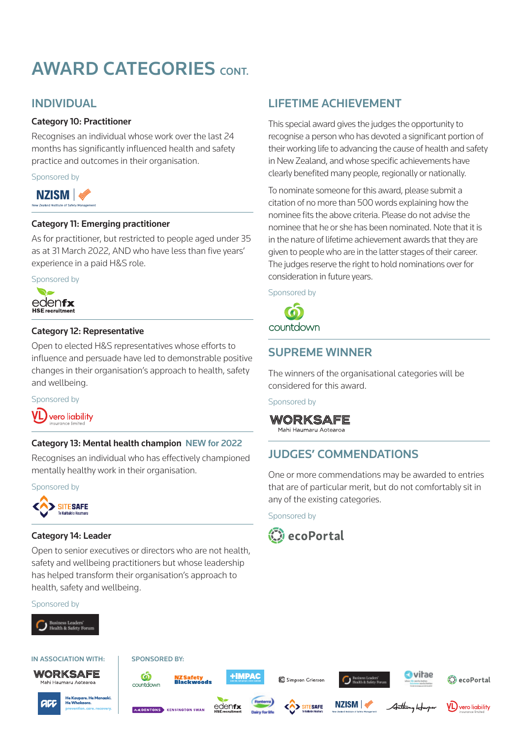# AWARD CATEGORIES CONT.

## INDIVIDUAL

### Category 10: Practitioner

Recognises an individual whose work over the last 24 months has significantly influenced health and safety practice and outcomes in their organisation.

Sponsored by

NZISM – New Zealand Institute of Safety Management

### Category 11: Emerging practitioner

As for practitioner, but restricted to people aged under 35 as at 31 March 2022, AND who have less than five years' experience in a paid H&S role.

Sponsored by

edenfx HSE recruitment

### Category 12: Representative

Open to elected H&S representatives whose efforts to influence and persuade have led to demonstrable positive changes in their organisation's approach to health, safety and wellbeing.

Sponsored by

vero liability insurance limited

### Category 13: Mental health champion NEW for 2022

Recognises an individual who has effectively championed mentally healthy work in their organisation.

Sponsored by

SITESAFE Te Kaitiaki o Haumaru

### Category 14: Leader

Open to senior executives or directors who are not health, safety and wellbeing practitioners but whose leadership has helped transform their organisation's approach to health, safety and wellbeing.

Sponsored by

Business Leaders' Health & Safety Forum

## LIFETIME ACHIEVEMENT

This special award gives the judges the opportunity to recognise a person who has devoted a significant portion of their working life to advancing the cause of health and safety in New Zealand, and whose specific achievements have clearly benefited many people, regionally or nationally.

To nominate someone for this award, please submit a citation of no more than 500 words explaining how the nominee fits the above criteria. Please do not advise the nominee that he or she has been nominated. Note that it is in the nature of lifetime achievement awards that they are given to people who are in the latter stages of their career. The judges reserve the right to hold nominations over for consideration in future years.

Sponsored by

countdown

## SUPREME WINNER

The winners of the organisational categories will be considered for this award.

Sponsored by

WORKSAFE Mahi Haumaru Aotearoa

## JUDGES' COMMENDATIONS

One or more commendations may be awarded to entries that are of particular merit, but do not comfortably sit in any of the existing categories.

Sponsored by

ecoPortal

IN ASSOCIATION WITH:

WORKSAFE Mahi Haumaru Aotearoa

ACC – He Kaupare. He Manaaki. He Whakaora. prevention. care. recovery.

SPONSORED BY:

countdown, NZ Safety Blackwoods, IMPAC, Simpson Grierson, Business Leaders' Health & Safety Forum, vitae, ecoPortal, Dentons Kensington Swan, edenfx HSE recruitment, Fonterra Dairy for life, SITESAFE, NZISM, Anthony Harper, vero liability insurance limited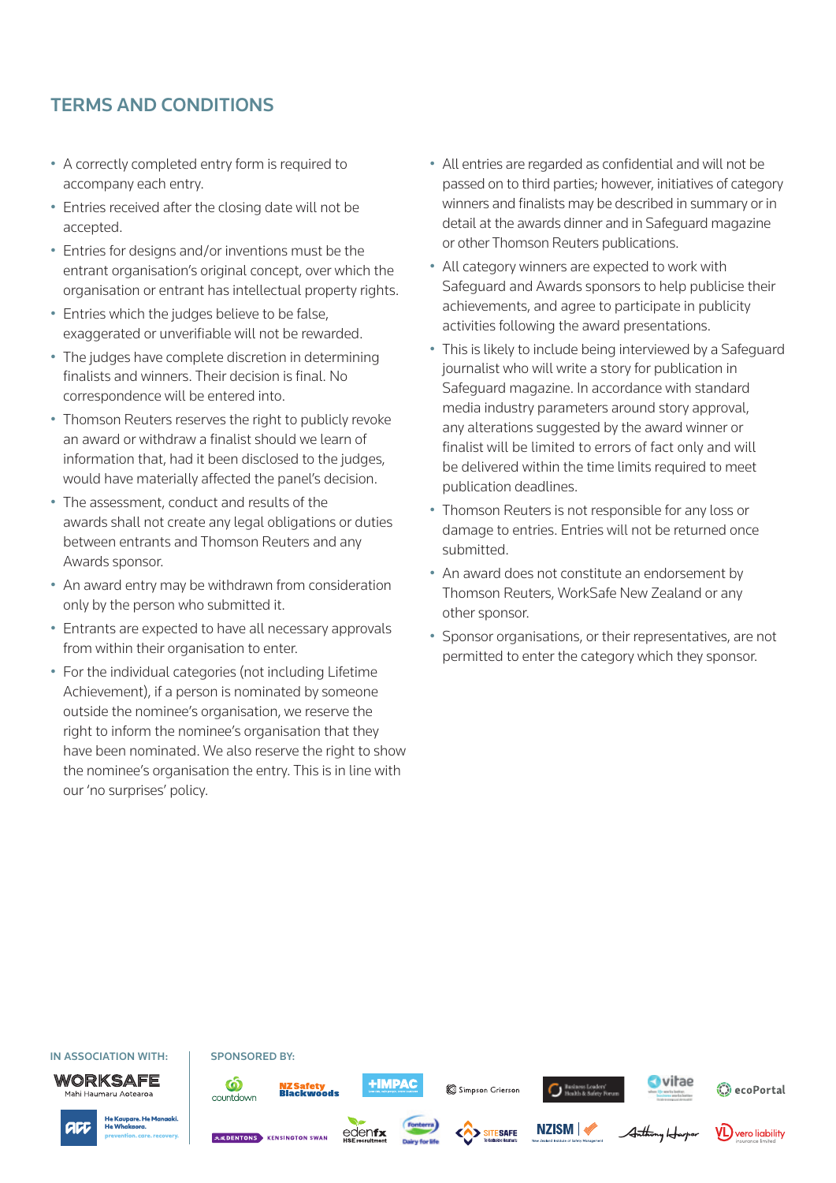## TERMS AND CONDITIONS

- A correctly completed entry form is required to accompany each entry.
- Entries received after the closing date will not be accepted.
- Entries for designs and/or inventions must be the entrant organisation's original concept, over which the organisation or entrant has intellectual property rights.
- Entries which the judges believe to be false, exaggerated or unverifiable will not be rewarded.
- The judges have complete discretion in determining finalists and winners. Their decision is final. No correspondence will be entered into.
- Thomson Reuters reserves the right to publicly revoke an award or withdraw a finalist should we learn of information that, had it been disclosed to the judges, would have materially affected the panel's decision.
- The assessment, conduct and results of the awards shall not create any legal obligations or duties between entrants and Thomson Reuters and any Awards sponsor.
- An award entry may be withdrawn from consideration only by the person who submitted it.
- Entrants are expected to have all necessary approvals from within their organisation to enter.
- For the individual categories (not including Lifetime Achievement), if a person is nominated by someone outside the nominee's organisation, we reserve the right to inform the nominee's organisation that they have been nominated. We also reserve the right to show the nominee's organisation the entry. This is in line with our 'no surprises' policy.
- All entries are regarded as confidential and will not be passed on to third parties; however, initiatives of category winners and finalists may be described in summary or in detail at the awards dinner and in Safeguard magazine or other Thomson Reuters publications.
- All category winners are expected to work with Safeguard and Awards sponsors to help publicise their achievements, and agree to participate in publicity activities following the award presentations.
- This is likely to include being interviewed by a Safeguard journalist who will write a story for publication in Safeguard magazine. In accordance with standard media industry parameters around story approval, any alterations suggested by the award winner or finalist will be limited to errors of fact only and will be delivered within the time limits required to meet publication deadlines.
- Thomson Reuters is not responsible for any loss or damage to entries. Entries will not be returned once submitted.
- An award does not constitute an endorsement by Thomson Reuters, WorkSafe New Zealand or any other sponsor.
- Sponsor organisations, or their representatives, are not permitted to enter the category which they sponsor.

IN ASSOCIATION WITH:

WORKSAFE Mahi Haumaru Aotearoa

ACC He Kaupare. He Manaaki. He Whakaora. prevention. care. recovery.

SPONSORED BY:

countdown, NZ Safety Blackwoods, IMPAC, Simpson Grierson, Business Leaders' Health & Safety Forum, vitae, ecoPortal, Dentons Kensington Swan, edenfx HSE recruitment, Fonterra Dairy for life, SiteSafe, NZISM, Anthony Harper, vero liability